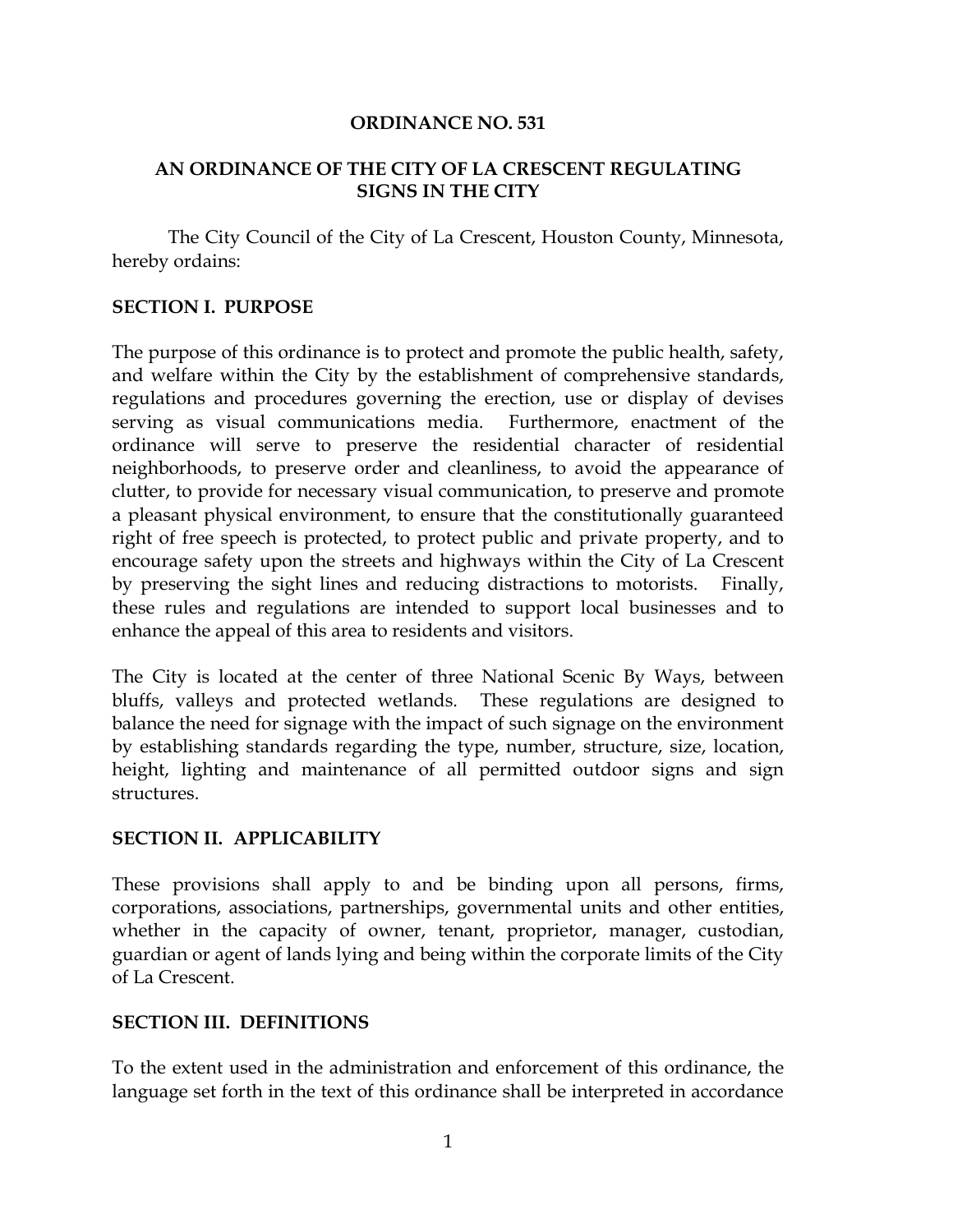**ORDINANCE NO. 531**

**AN ORDINANCE OF THE CITY OF LA CRESCENT REGULATING SIGNS IN THE CITY**

The City Council of the City of La Crescent, Houston County, Minnesota, hereby ordains:

**SECTION I. PURPOSE**

The purpose of this ordinance is to protect and promote the public health, safety, and welfare within the City by the establishment of comprehensive standards, regulations and procedures governing the erection, use or display of devises serving as visual communications media. Furthermore, enactment of the ordinance will serve to preserve the residential character of residential neighborhoods, to preserve order and cleanliness, to avoid the appearance of clutter, to provide for necessary visual communication, to preserve and promote a pleasant physical environment, to ensure that the constitutionally guaranteed right of free speech is protected, to protect public and private property, and to encourage safety upon the streets and highways within the City of La Crescent by preserving the sight lines and reducing distractions to motorists. Finally, these rules and regulations are intended to support local businesses and to enhance the appeal of this area to residents and visitors.

The City is located at the center of three National Scenic By Ways, between bluffs, valleys and protected wetlands. These regulations are designed to balance the need for signage with the impact of such signage on the environment by establishing standards regarding the type, number, structure, size, location, height, lighting and maintenance of all permitted outdoor signs and sign structures.

**SECTION II. APPLICABILITY**

These provisions shall apply to and be binding upon all persons, firms, corporations, associations, partnerships, governmental units and other entities, whether in the capacity of owner, tenant, proprietor, manager, custodian, guardian or agent of lands lying and being within the corporate limits of the City of La Crescent.

**SECTION III. DEFINITIONS**

To the extent used in the administration and enforcement of this ordinance, the language set forth in the text of this ordinance shall be interpreted in accordance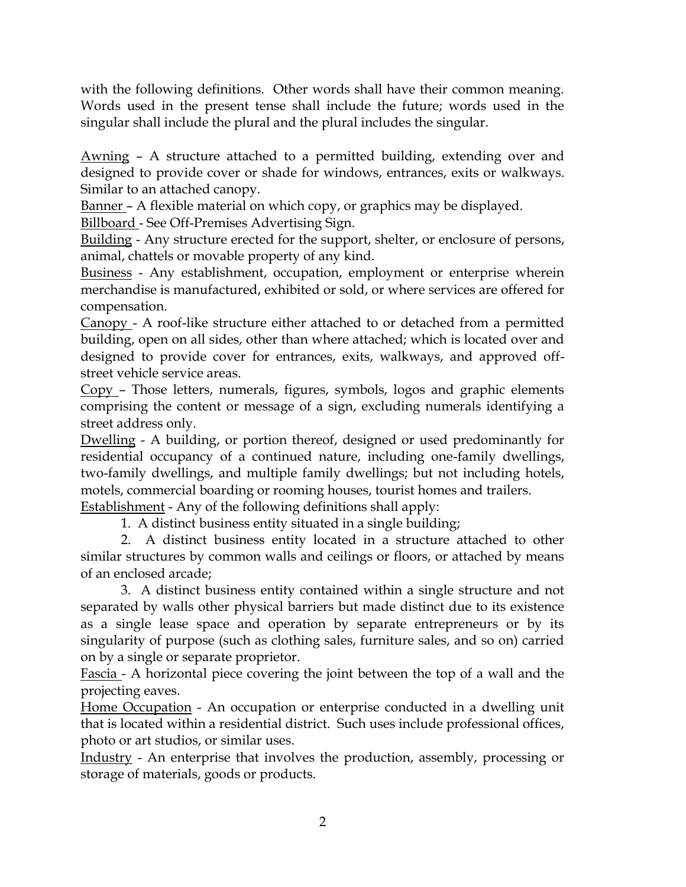with the following definitions. Other words shall have their common meaning. Words used in the present tense shall include the future; words used in the singular shall include the plural and the plural includes the singular.

<u>Awning</u> – A structure attached to a permitted building, extending over and designed to provide cover or shade for windows, entrances, exits or walkways. Similar to an attached canopy.

<u>Banner</u> – A flexible material on which copy, or graphics may be displayed.

<u>Billboard</u> - See Off-Premises Advertising Sign.

<u>Building</u> - Any structure erected for the support, shelter, or enclosure of persons, animal, chattels or movable property of any kind.

<u>Business</u> - Any establishment, occupation, employment or enterprise wherein merchandise is manufactured, exhibited or sold, or where services are offered for compensation.

<u>Canopy</u> - A roof-like structure either attached to or detached from a permitted building, open on all sides, other than where attached; which is located over and designed to provide cover for entrances, exits, walkways, and approved off-street vehicle service areas.

<u>Copy</u> – Those letters, numerals, figures, symbols, logos and graphic elements comprising the content or message of a sign, excluding numerals identifying a street address only.

<u>Dwelling</u> - A building, or portion thereof, designed or used predominantly for residential occupancy of a continued nature, including one-family dwellings, two-family dwellings, and multiple family dwellings; but not including hotels, motels, commercial boarding or rooming houses, tourist homes and trailers.

<u>Establishment</u> - Any of the following definitions shall apply:

1. A distinct business entity situated in a single building;
2. A distinct business entity located in a structure attached to other similar structures by common walls and ceilings or floors, or attached by means of an enclosed arcade;
3. A distinct business entity contained within a single structure and not separated by walls other physical barriers but made distinct due to its existence as a single lease space and operation by separate entrepreneurs or by its singularity of purpose (such as clothing sales, furniture sales, and so on) carried on by a single or separate proprietor.

<u>Fascia</u> - A horizontal piece covering the joint between the top of a wall and the projecting eaves.

<u>Home Occupation</u> - An occupation or enterprise conducted in a dwelling unit that is located within a residential district. Such uses include professional offices, photo or art studios, or similar uses.

<u>Industry</u> - An enterprise that involves the production, assembly, processing or storage of materials, goods or products.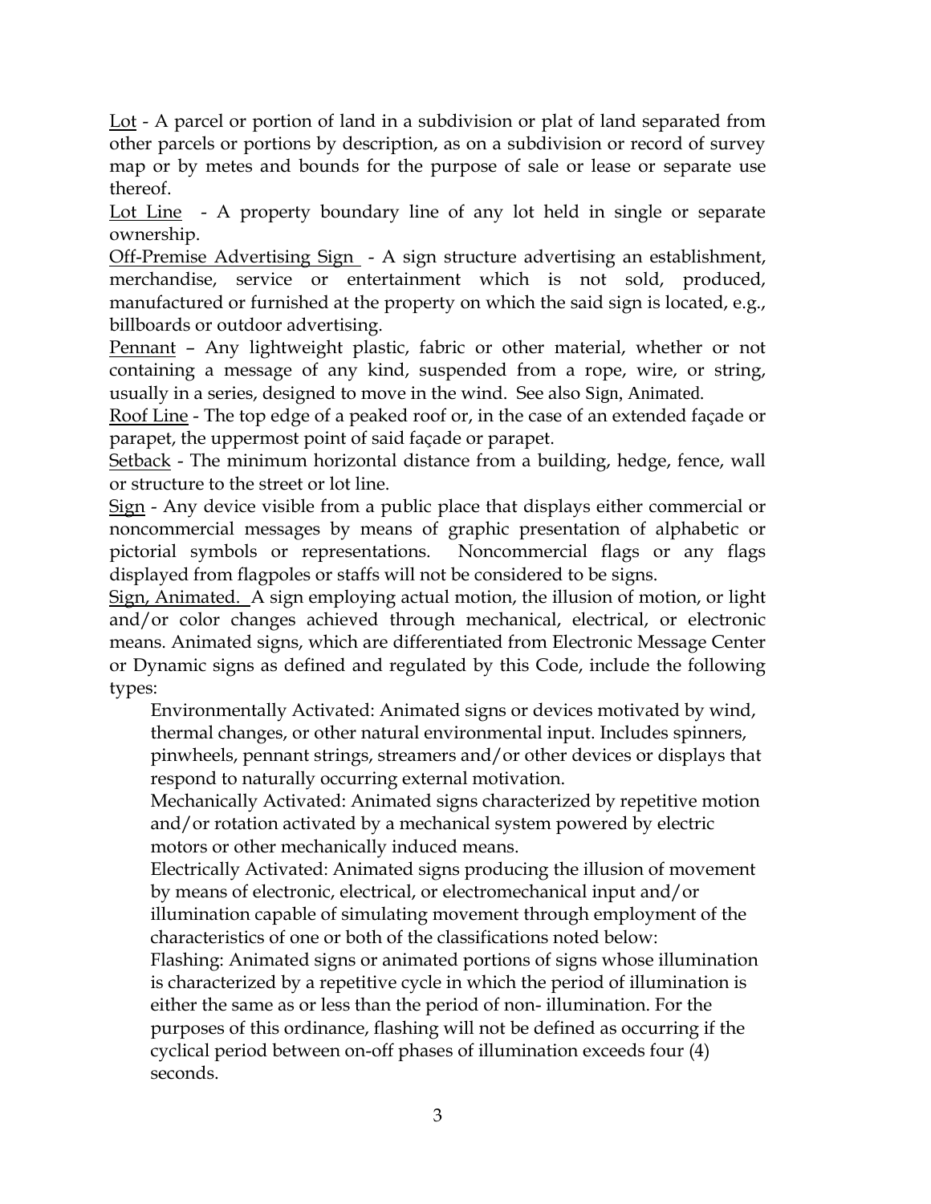Lot - A parcel or portion of land in a subdivision or plat of land separated from other parcels or portions by description, as on a subdivision or record of survey map or by metes and bounds for the purpose of sale or lease or separate use thereof.

Lot Line - A property boundary line of any lot held in single or separate ownership.

Off-Premise Advertising Sign - A sign structure advertising an establishment, merchandise, service or entertainment which is not sold, produced, manufactured or furnished at the property on which the said sign is located, e.g., billboards or outdoor advertising.

Pennant – Any lightweight plastic, fabric or other material, whether or not containing a message of any kind, suspended from a rope, wire, or string, usually in a series, designed to move in the wind. See also Sign, Animated.

Roof Line - The top edge of a peaked roof or, in the case of an extended façade or parapet, the uppermost point of said façade or parapet.

Setback - The minimum horizontal distance from a building, hedge, fence, wall or structure to the street or lot line.

Sign - Any device visible from a public place that displays either commercial or noncommercial messages by means of graphic presentation of alphabetic or pictorial symbols or representations. Noncommercial flags or any flags displayed from flagpoles or staffs will not be considered to be signs.

Sign, Animated. A sign employing actual motion, the illusion of motion, or light and/or color changes achieved through mechanical, electrical, or electronic means. Animated signs, which are differentiated from Electronic Message Center or Dynamic signs as defined and regulated by this Code, include the following types:

Environmentally Activated: Animated signs or devices motivated by wind, thermal changes, or other natural environmental input. Includes spinners, pinwheels, pennant strings, streamers and/or other devices or displays that respond to naturally occurring external motivation.

Mechanically Activated: Animated signs characterized by repetitive motion and/or rotation activated by a mechanical system powered by electric motors or other mechanically induced means.

Electrically Activated: Animated signs producing the illusion of movement by means of electronic, electrical, or electromechanical input and/or illumination capable of simulating movement through employment of the characteristics of one or both of the classifications noted below:

Flashing: Animated signs or animated portions of signs whose illumination is characterized by a repetitive cycle in which the period of illumination is either the same as or less than the period of non- illumination. For the purposes of this ordinance, flashing will not be defined as occurring if the cyclical period between on-off phases of illumination exceeds four (4) seconds.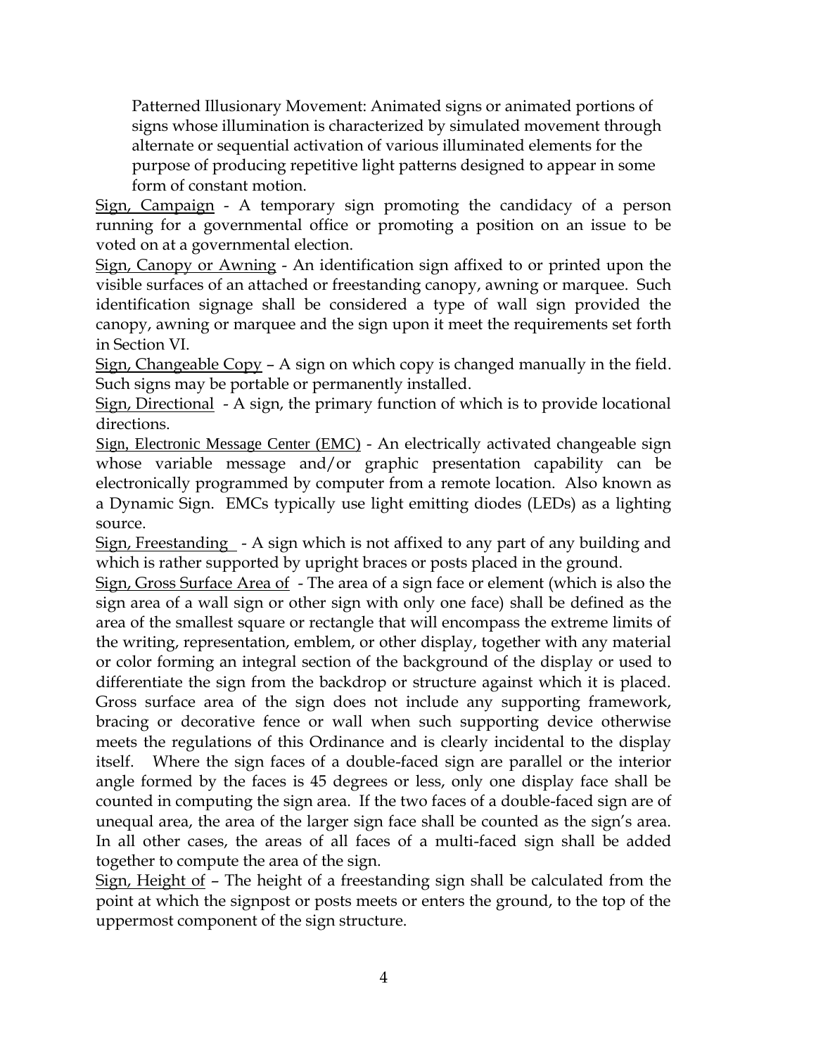Patterned Illusionary Movement: Animated signs or animated portions of signs whose illumination is characterized by simulated movement through alternate or sequential activation of various illuminated elements for the purpose of producing repetitive light patterns designed to appear in some form of constant motion.

<u>Sign, Campaign</u> - A temporary sign promoting the candidacy of a person running for a governmental office or promoting a position on an issue to be voted on at a governmental election.

<u>Sign, Canopy or Awning</u> - An identification sign affixed to or printed upon the visible surfaces of an attached or freestanding canopy, awning or marquee. Such identification signage shall be considered a type of wall sign provided the canopy, awning or marquee and the sign upon it meet the requirements set forth in Section VI.

<u>Sign, Changeable Copy</u> – A sign on which copy is changed manually in the field. Such signs may be portable or permanently installed.

<u>Sign, Directional</u> - A sign, the primary function of which is to provide locational directions.

<u>Sign, Electronic Message Center (EMC)</u> - An electrically activated changeable sign whose variable message and/or graphic presentation capability can be electronically programmed by computer from a remote location. Also known as a Dynamic Sign. EMCs typically use light emitting diodes (LEDs) as a lighting source.

<u>Sign, Freestanding</u> - A sign which is not affixed to any part of any building and which is rather supported by upright braces or posts placed in the ground.

<u>Sign, Gross Surface Area of</u> - The area of a sign face or element (which is also the sign area of a wall sign or other sign with only one face) shall be defined as the area of the smallest square or rectangle that will encompass the extreme limits of the writing, representation, emblem, or other display, together with any material or color forming an integral section of the background of the display or used to differentiate the sign from the backdrop or structure against which it is placed. Gross surface area of the sign does not include any supporting framework, bracing or decorative fence or wall when such supporting device otherwise meets the regulations of this Ordinance and is clearly incidental to the display itself. Where the sign faces of a double-faced sign are parallel or the interior angle formed by the faces is 45 degrees or less, only one display face shall be counted in computing the sign area. If the two faces of a double-faced sign are of unequal area, the area of the larger sign face shall be counted as the sign's area. In all other cases, the areas of all faces of a multi-faced sign shall be added together to compute the area of the sign.

<u>Sign, Height of</u> – The height of a freestanding sign shall be calculated from the point at which the signpost or posts meets or enters the ground, to the top of the uppermost component of the sign structure.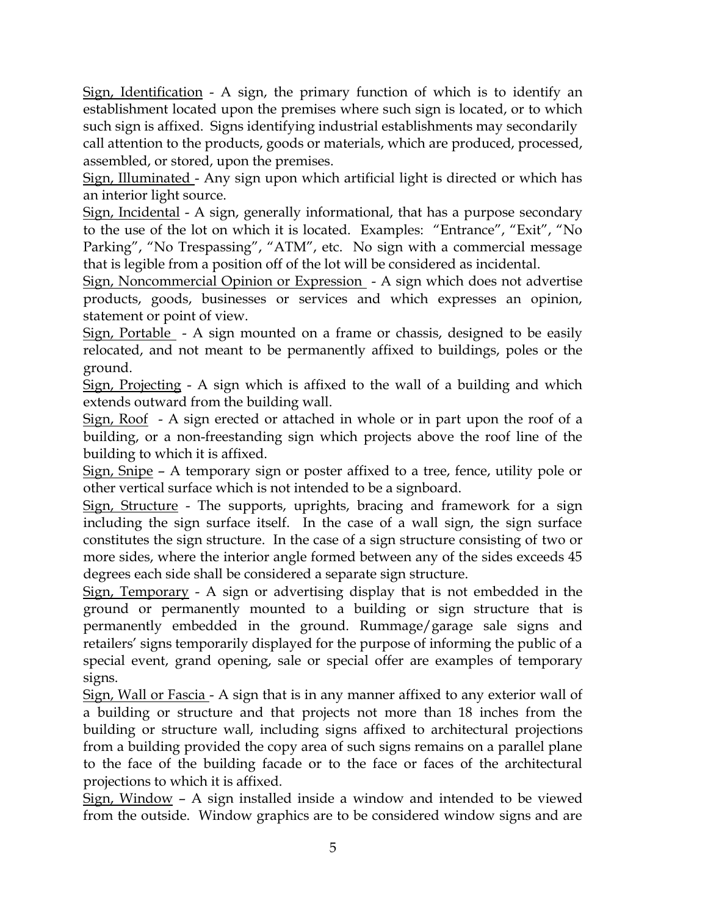<u>Sign, Identification</u> - A sign, the primary function of which is to identify an establishment located upon the premises where such sign is located, or to which such sign is affixed. Signs identifying industrial establishments may secondarily call attention to the products, goods or materials, which are produced, processed, assembled, or stored, upon the premises.

<u>Sign, Illuminated</u> - Any sign upon which artificial light is directed or which has an interior light source.

<u>Sign, Incidental</u> - A sign, generally informational, that has a purpose secondary to the use of the lot on which it is located. Examples: "Entrance", "Exit", "No Parking", "No Trespassing", "ATM", etc. No sign with a commercial message that is legible from a position off of the lot will be considered as incidental.

<u>Sign, Noncommercial Opinion or Expression</u> - A sign which does not advertise products, goods, businesses or services and which expresses an opinion, statement or point of view.

<u>Sign, Portable</u> - A sign mounted on a frame or chassis, designed to be easily relocated, and not meant to be permanently affixed to buildings, poles or the ground.

<u>Sign, Projecting</u> - A sign which is affixed to the wall of a building and which extends outward from the building wall.

<u>Sign, Roof</u> - A sign erected or attached in whole or in part upon the roof of a building, or a non-freestanding sign which projects above the roof line of the building to which it is affixed.

<u>Sign, Snipe</u> – A temporary sign or poster affixed to a tree, fence, utility pole or other vertical surface which is not intended to be a signboard.

<u>Sign, Structure</u> - The supports, uprights, bracing and framework for a sign including the sign surface itself. In the case of a wall sign, the sign surface constitutes the sign structure. In the case of a sign structure consisting of two or more sides, where the interior angle formed between any of the sides exceeds 45 degrees each side shall be considered a separate sign structure.

<u>Sign, Temporary</u> - A sign or advertising display that is not embedded in the ground or permanently mounted to a building or sign structure that is permanently embedded in the ground. Rummage/garage sale signs and retailers' signs temporarily displayed for the purpose of informing the public of a special event, grand opening, sale or special offer are examples of temporary signs.

<u>Sign, Wall or Fascia</u> - A sign that is in any manner affixed to any exterior wall of a building or structure and that projects not more than 18 inches from the building or structure wall, including signs affixed to architectural projections from a building provided the copy area of such signs remains on a parallel plane to the face of the building facade or to the face or faces of the architectural projections to which it is affixed.

<u>Sign, Window</u> – A sign installed inside a window and intended to be viewed from the outside. Window graphics are to be considered window signs and are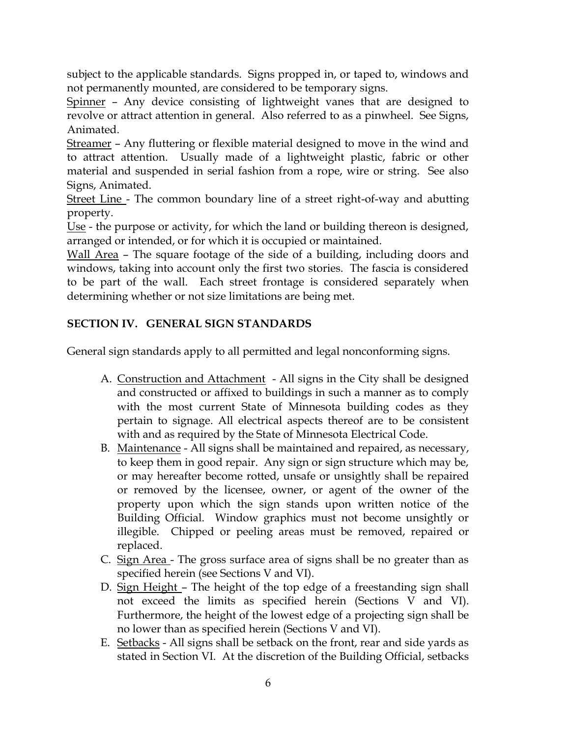subject to the applicable standards. Signs propped in, or taped to, windows and not permanently mounted, are considered to be temporary signs.

Spinner – Any device consisting of lightweight vanes that are designed to revolve or attract attention in general. Also referred to as a pinwheel. See Signs, Animated.

Streamer – Any fluttering or flexible material designed to move in the wind and to attract attention. Usually made of a lightweight plastic, fabric or other material and suspended in serial fashion from a rope, wire or string. See also Signs, Animated.

Street Line - The common boundary line of a street right-of-way and abutting property.

Use - the purpose or activity, for which the land or building thereon is designed, arranged or intended, or for which it is occupied or maintained.

Wall Area – The square footage of the side of a building, including doors and windows, taking into account only the first two stories. The fascia is considered to be part of the wall. Each street frontage is considered separately when determining whether or not size limitations are being met.

## SECTION IV. GENERAL SIGN STANDARDS

General sign standards apply to all permitted and legal nonconforming signs.

A. Construction and Attachment - All signs in the City shall be designed and constructed or affixed to buildings in such a manner as to comply with the most current State of Minnesota building codes as they pertain to signage. All electrical aspects thereof are to be consistent with and as required by the State of Minnesota Electrical Code.

B. Maintenance - All signs shall be maintained and repaired, as necessary, to keep them in good repair. Any sign or sign structure which may be, or may hereafter become rotted, unsafe or unsightly shall be repaired or removed by the licensee, owner, or agent of the owner of the property upon which the sign stands upon written notice of the Building Official. Window graphics must not become unsightly or illegible. Chipped or peeling areas must be removed, repaired or replaced.

C. Sign Area - The gross surface area of signs shall be no greater than as specified herein (see Sections V and VI).

D. Sign Height – The height of the top edge of a freestanding sign shall not exceed the limits as specified herein (Sections V and VI). Furthermore, the height of the lowest edge of a projecting sign shall be no lower than as specified herein (Sections V and VI).

E. Setbacks - All signs shall be setback on the front, rear and side yards as stated in Section VI. At the discretion of the Building Official, setbacks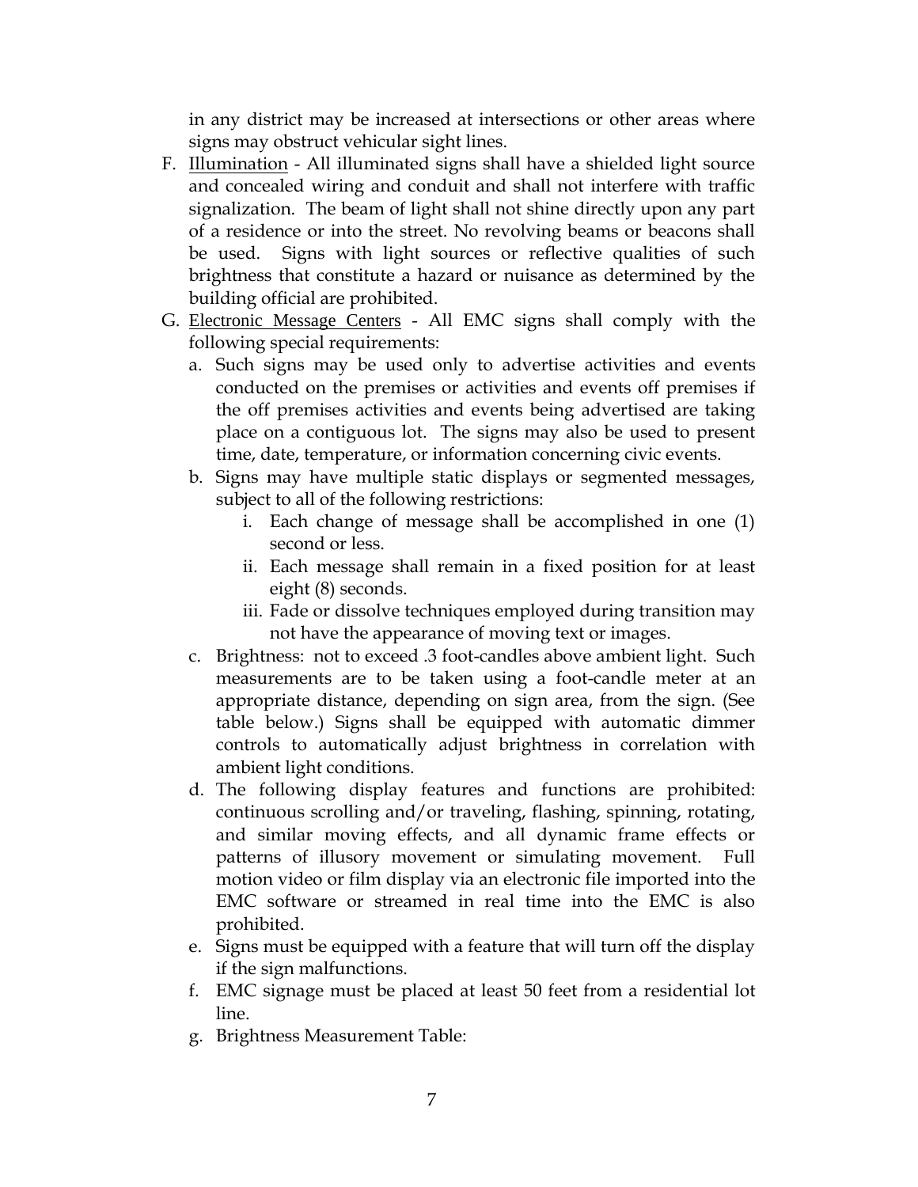in any district may be increased at intersections or other areas where signs may obstruct vehicular sight lines.

F. Illumination - All illuminated signs shall have a shielded light source and concealed wiring and conduit and shall not interfere with traffic signalization. The beam of light shall not shine directly upon any part of a residence or into the street. No revolving beams or beacons shall be used. Signs with light sources or reflective qualities of such brightness that constitute a hazard or nuisance as determined by the building official are prohibited.

G. Electronic Message Centers - All EMC signs shall comply with the following special requirements:

   a. Such signs may be used only to advertise activities and events conducted on the premises or activities and events off premises if the off premises activities and events being advertised are taking place on a contiguous lot. The signs may also be used to present time, date, temperature, or information concerning civic events.

   b. Signs may have multiple static displays or segmented messages, subject to all of the following restrictions:

      i. Each change of message shall be accomplished in one (1) second or less.

      ii. Each message shall remain in a fixed position for at least eight (8) seconds.

      iii. Fade or dissolve techniques employed during transition may not have the appearance of moving text or images.

   c. Brightness: not to exceed .3 foot-candles above ambient light. Such measurements are to be taken using a foot-candle meter at an appropriate distance, depending on sign area, from the sign. (See table below.) Signs shall be equipped with automatic dimmer controls to automatically adjust brightness in correlation with ambient light conditions.

   d. The following display features and functions are prohibited: continuous scrolling and/or traveling, flashing, spinning, rotating, and similar moving effects, and all dynamic frame effects or patterns of illusory movement or simulating movement. Full motion video or film display via an electronic file imported into the EMC software or streamed in real time into the EMC is also prohibited.

   e. Signs must be equipped with a feature that will turn off the display if the sign malfunctions.

   f. EMC signage must be placed at least 50 feet from a residential lot line.

   g. Brightness Measurement Table: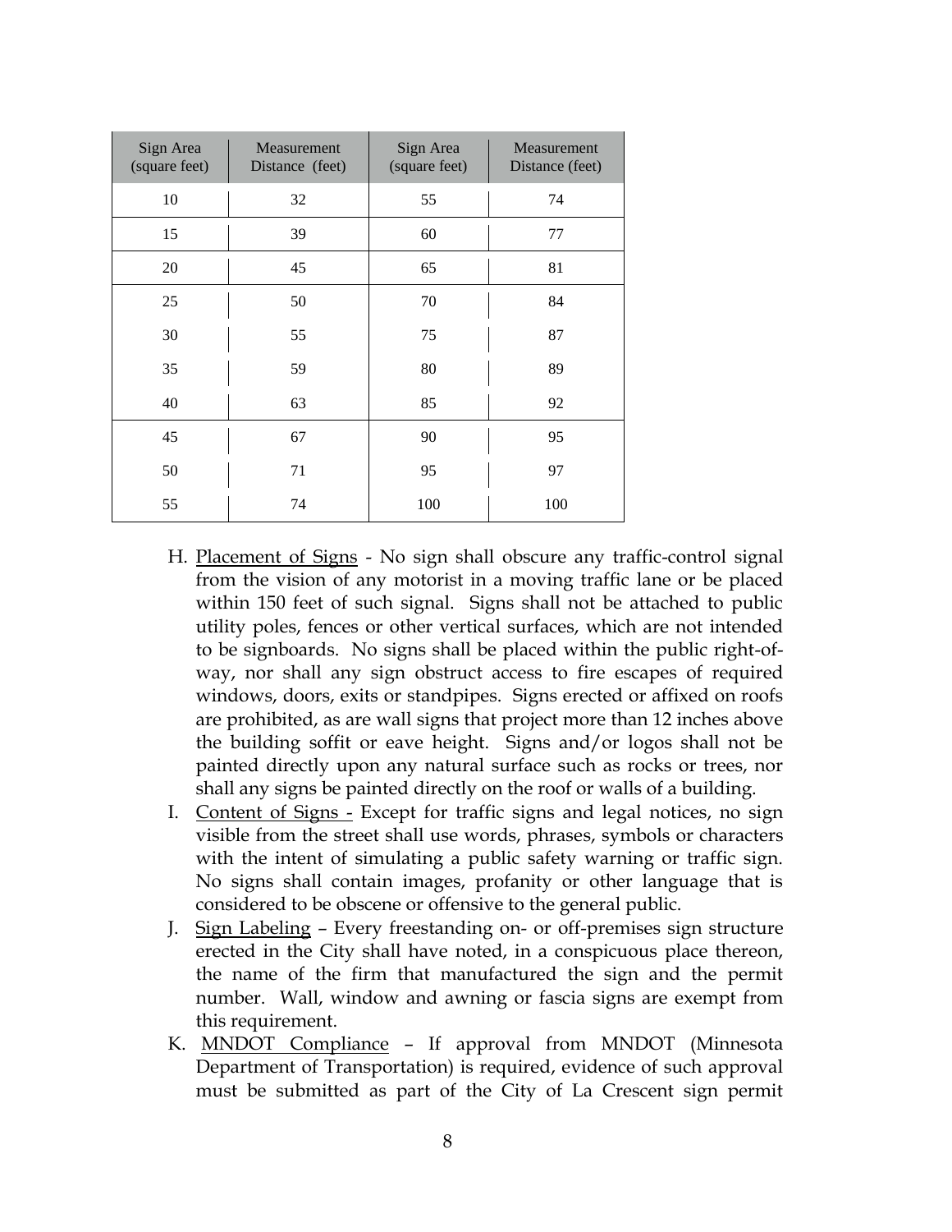| Sign Area (square feet) | Measurement Distance (feet) | Sign Area (square feet) | Measurement Distance (feet) |
|---|---|---|---|
| 10 | 32 | 55 | 74 |
| 15 | 39 | 60 | 77 |
| 20 | 45 | 65 | 81 |
| 25 | 50 | 70 | 84 |
| 30 | 55 | 75 | 87 |
| 35 | 59 | 80 | 89 |
| 40 | 63 | 85 | 92 |
| 45 | 67 | 90 | 95 |
| 50 | 71 | 95 | 97 |
| 55 | 74 | 100 | 100 |

H. Placement of Signs - No sign shall obscure any traffic-control signal from the vision of any motorist in a moving traffic lane or be placed within 150 feet of such signal. Signs shall not be attached to public utility poles, fences or other vertical surfaces, which are not intended to be signboards. No signs shall be placed within the public right-of-way, nor shall any sign obstruct access to fire escapes of required windows, doors, exits or standpipes. Signs erected or affixed on roofs are prohibited, as are wall signs that project more than 12 inches above the building soffit or eave height. Signs and/or logos shall not be painted directly upon any natural surface such as rocks or trees, nor shall any signs be painted directly on the roof or walls of a building.

I. Content of Signs - Except for traffic signs and legal notices, no sign visible from the street shall use words, phrases, symbols or characters with the intent of simulating a public safety warning or traffic sign. No signs shall contain images, profanity or other language that is considered to be obscene or offensive to the general public.

J. Sign Labeling – Every freestanding on- or off-premises sign structure erected in the City shall have noted, in a conspicuous place thereon, the name of the firm that manufactured the sign and the permit number. Wall, window and awning or fascia signs are exempt from this requirement.

K. MNDOT Compliance – If approval from MNDOT (Minnesota Department of Transportation) is required, evidence of such approval must be submitted as part of the City of La Crescent sign permit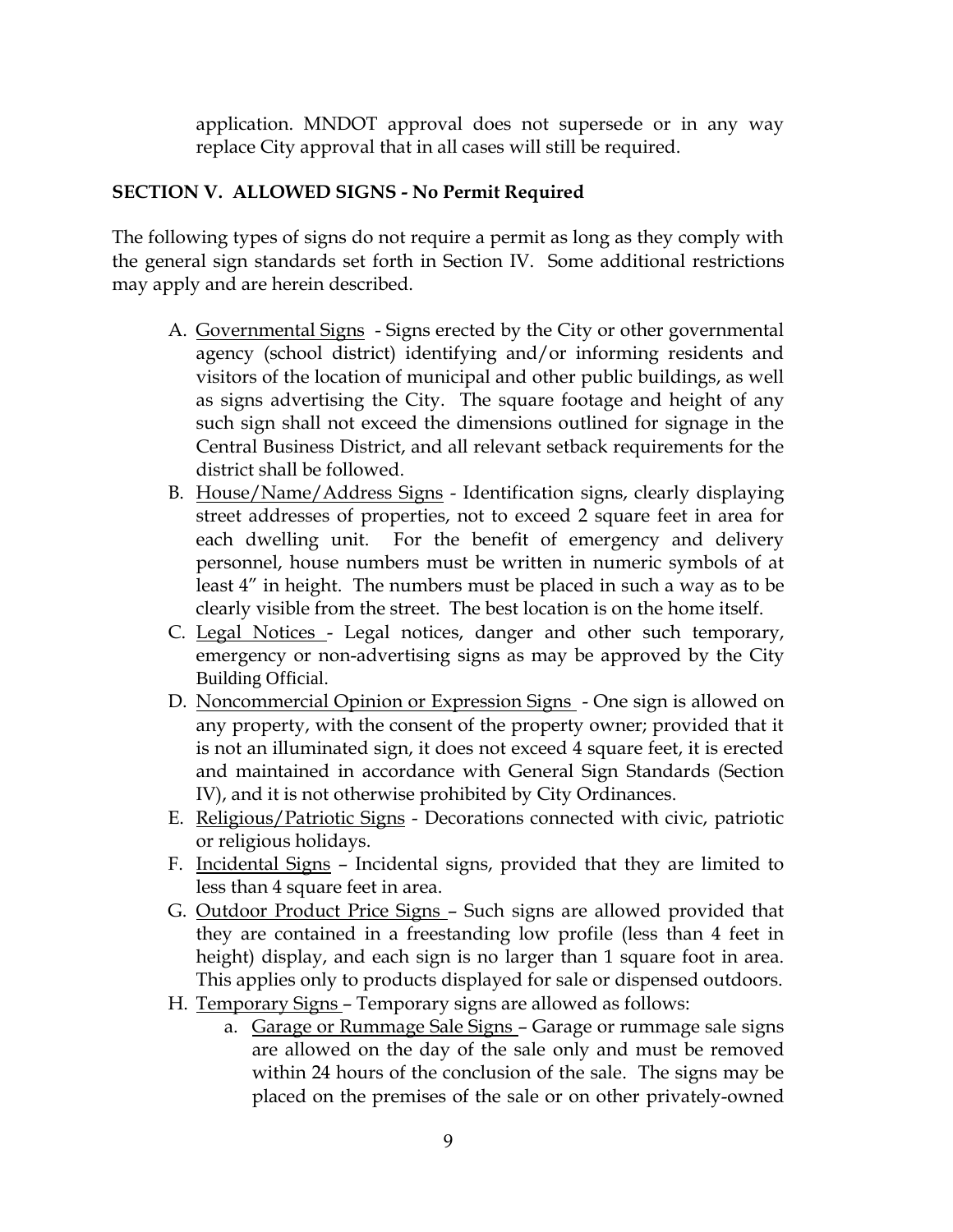application. MNDOT approval does not supersede or in any way replace City approval that in all cases will still be required.

## SECTION V. ALLOWED SIGNS - No Permit Required

The following types of signs do not require a permit as long as they comply with the general sign standards set forth in Section IV. Some additional restrictions may apply and are herein described.

A. Governmental Signs - Signs erected by the City or other governmental agency (school district) identifying and/or informing residents and visitors of the location of municipal and other public buildings, as well as signs advertising the City. The square footage and height of any such sign shall not exceed the dimensions outlined for signage in the Central Business District, and all relevant setback requirements for the district shall be followed.
B. House/Name/Address Signs - Identification signs, clearly displaying street addresses of properties, not to exceed 2 square feet in area for each dwelling unit. For the benefit of emergency and delivery personnel, house numbers must be written in numeric symbols of at least 4" in height. The numbers must be placed in such a way as to be clearly visible from the street. The best location is on the home itself.
C. Legal Notices - Legal notices, danger and other such temporary, emergency or non-advertising signs as may be approved by the City Building Official.
D. Noncommercial Opinion or Expression Signs - One sign is allowed on any property, with the consent of the property owner; provided that it is not an illuminated sign, it does not exceed 4 square feet, it is erected and maintained in accordance with General Sign Standards (Section IV), and it is not otherwise prohibited by City Ordinances.
E. Religious/Patriotic Signs - Decorations connected with civic, patriotic or religious holidays.
F. Incidental Signs – Incidental signs, provided that they are limited to less than 4 square feet in area.
G. Outdoor Product Price Signs – Such signs are allowed provided that they are contained in a freestanding low profile (less than 4 feet in height) display, and each sign is no larger than 1 square foot in area. This applies only to products displayed for sale or dispensed outdoors.
H. Temporary Signs – Temporary signs are allowed as follows:
    a. Garage or Rummage Sale Signs – Garage or rummage sale signs are allowed on the day of the sale only and must be removed within 24 hours of the conclusion of the sale. The signs may be placed on the premises of the sale or on other privately-owned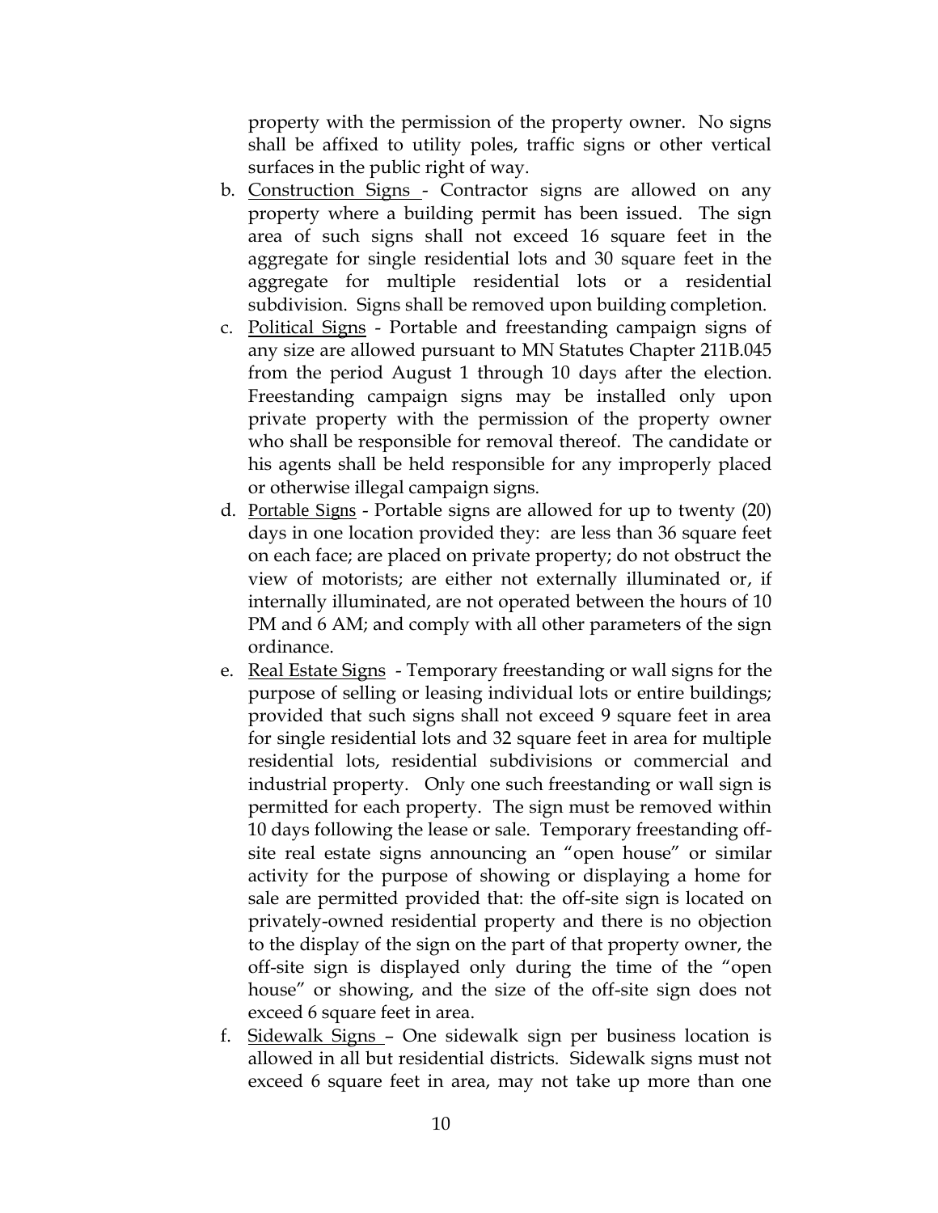property with the permission of the property owner. No signs shall be affixed to utility poles, traffic signs or other vertical surfaces in the public right of way.

b. Construction Signs - Contractor signs are allowed on any property where a building permit has been issued. The sign area of such signs shall not exceed 16 square feet in the aggregate for single residential lots and 30 square feet in the aggregate for multiple residential lots or a residential subdivision. Signs shall be removed upon building completion.

c. Political Signs - Portable and freestanding campaign signs of any size are allowed pursuant to MN Statutes Chapter 211B.045 from the period August 1 through 10 days after the election. Freestanding campaign signs may be installed only upon private property with the permission of the property owner who shall be responsible for removal thereof. The candidate or his agents shall be held responsible for any improperly placed or otherwise illegal campaign signs.

d. Portable Signs - Portable signs are allowed for up to twenty (20) days in one location provided they: are less than 36 square feet on each face; are placed on private property; do not obstruct the view of motorists; are either not externally illuminated or, if internally illuminated, are not operated between the hours of 10 PM and 6 AM; and comply with all other parameters of the sign ordinance.

e. Real Estate Signs - Temporary freestanding or wall signs for the purpose of selling or leasing individual lots or entire buildings; provided that such signs shall not exceed 9 square feet in area for single residential lots and 32 square feet in area for multiple residential lots, residential subdivisions or commercial and industrial property. Only one such freestanding or wall sign is permitted for each property. The sign must be removed within 10 days following the lease or sale. Temporary freestanding off-site real estate signs announcing an "open house" or similar activity for the purpose of showing or displaying a home for sale are permitted provided that: the off-site sign is located on privately-owned residential property and there is no objection to the display of the sign on the part of that property owner, the off-site sign is displayed only during the time of the "open house" or showing, and the size of the off-site sign does not exceed 6 square feet in area.

f. Sidewalk Signs – One sidewalk sign per business location is allowed in all but residential districts. Sidewalk signs must not exceed 6 square feet in area, may not take up more than one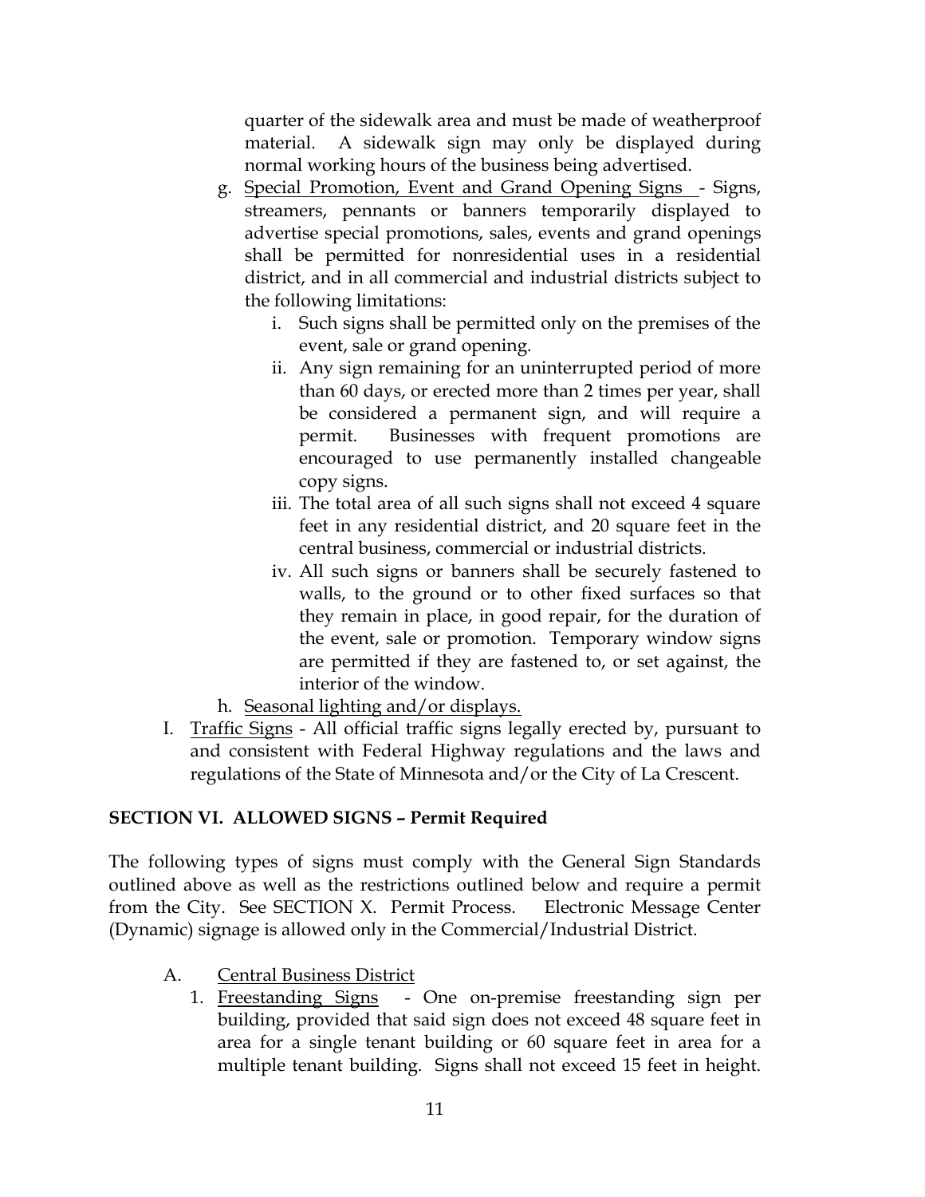quarter of the sidewalk area and must be made of weatherproof material. A sidewalk sign may only be displayed during normal working hours of the business being advertised.

g. <u>Special Promotion, Event and Grand Opening Signs</u> - Signs, streamers, pennants or banners temporarily displayed to advertise special promotions, sales, events and grand openings shall be permitted for nonresidential uses in a residential district, and in all commercial and industrial districts subject to the following limitations:
   i. Such signs shall be permitted only on the premises of the event, sale or grand opening.
   ii. Any sign remaining for an uninterrupted period of more than 60 days, or erected more than 2 times per year, shall be considered a permanent sign, and will require a permit. Businesses with frequent promotions are encouraged to use permanently installed changeable copy signs.
   iii. The total area of all such signs shall not exceed 4 square feet in any residential district, and 20 square feet in the central business, commercial or industrial districts.
   iv. All such signs or banners shall be securely fastened to walls, to the ground or to other fixed surfaces so that they remain in place, in good repair, for the duration of the event, sale or promotion. Temporary window signs are permitted if they are fastened to, or set against, the interior of the window.

h. <u>Seasonal lighting and/or displays.</u>

I. <u>Traffic Signs</u> - All official traffic signs legally erected by, pursuant to and consistent with Federal Highway regulations and the laws and regulations of the State of Minnesota and/or the City of La Crescent.

**SECTION VI. ALLOWED SIGNS – Permit Required**

The following types of signs must comply with the General Sign Standards outlined above as well as the restrictions outlined below and require a permit from the City. See SECTION X. Permit Process. Electronic Message Center (Dynamic) signage is allowed only in the Commercial/Industrial District.

A. <u>Central Business District</u>
   1. <u>Freestanding Signs</u> - One on-premise freestanding sign per building, provided that said sign does not exceed 48 square feet in area for a single tenant building or 60 square feet in area for a multiple tenant building. Signs shall not exceed 15 feet in height.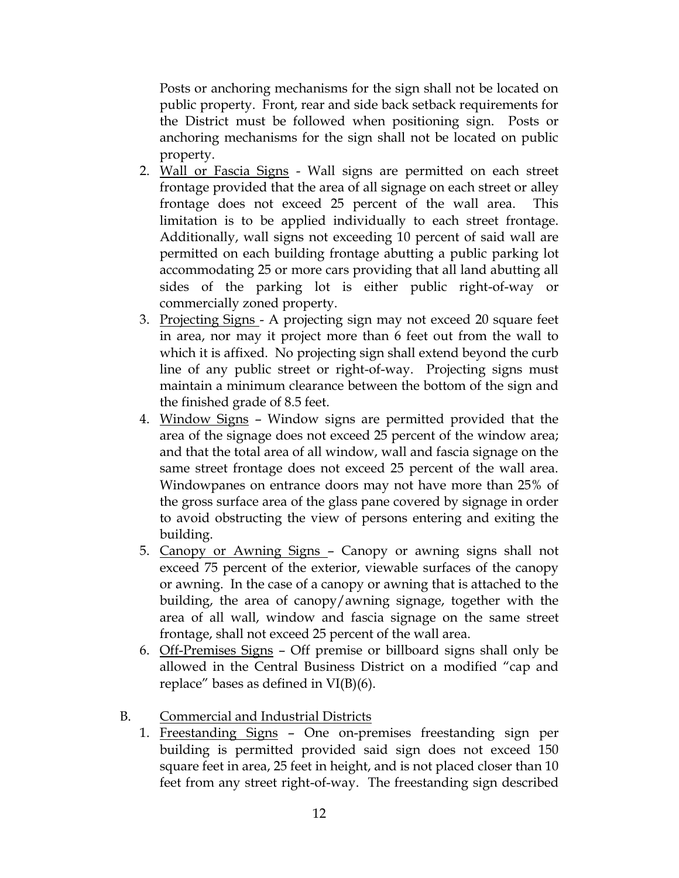Posts or anchoring mechanisms for the sign shall not be located on public property. Front, rear and side back setback requirements for the District must be followed when positioning sign. Posts or anchoring mechanisms for the sign shall not be located on public property.

2. Wall or Fascia Signs - Wall signs are permitted on each street frontage provided that the area of all signage on each street or alley frontage does not exceed 25 percent of the wall area. This limitation is to be applied individually to each street frontage. Additionally, wall signs not exceeding 10 percent of said wall are permitted on each building frontage abutting a public parking lot accommodating 25 or more cars providing that all land abutting all sides of the parking lot is either public right-of-way or commercially zoned property.
3. Projecting Signs - A projecting sign may not exceed 20 square feet in area, nor may it project more than 6 feet out from the wall to which it is affixed. No projecting sign shall extend beyond the curb line of any public street or right-of-way. Projecting signs must maintain a minimum clearance between the bottom of the sign and the finished grade of 8.5 feet.
4. Window Signs – Window signs are permitted provided that the area of the signage does not exceed 25 percent of the window area; and that the total area of all window, wall and fascia signage on the same street frontage does not exceed 25 percent of the wall area. Windowpanes on entrance doors may not have more than 25% of the gross surface area of the glass pane covered by signage in order to avoid obstructing the view of persons entering and exiting the building.
5. Canopy or Awning Signs – Canopy or awning signs shall not exceed 75 percent of the exterior, viewable surfaces of the canopy or awning. In the case of a canopy or awning that is attached to the building, the area of canopy/awning signage, together with the area of all wall, window and fascia signage on the same street frontage, shall not exceed 25 percent of the wall area.
6. Off-Premises Signs – Off premise or billboard signs shall only be allowed in the Central Business District on a modified "cap and replace" bases as defined in VI(B)(6).

B. Commercial and Industrial Districts

1. Freestanding Signs – One on-premises freestanding sign per building is permitted provided said sign does not exceed 150 square feet in area, 25 feet in height, and is not placed closer than 10 feet from any street right-of-way. The freestanding sign described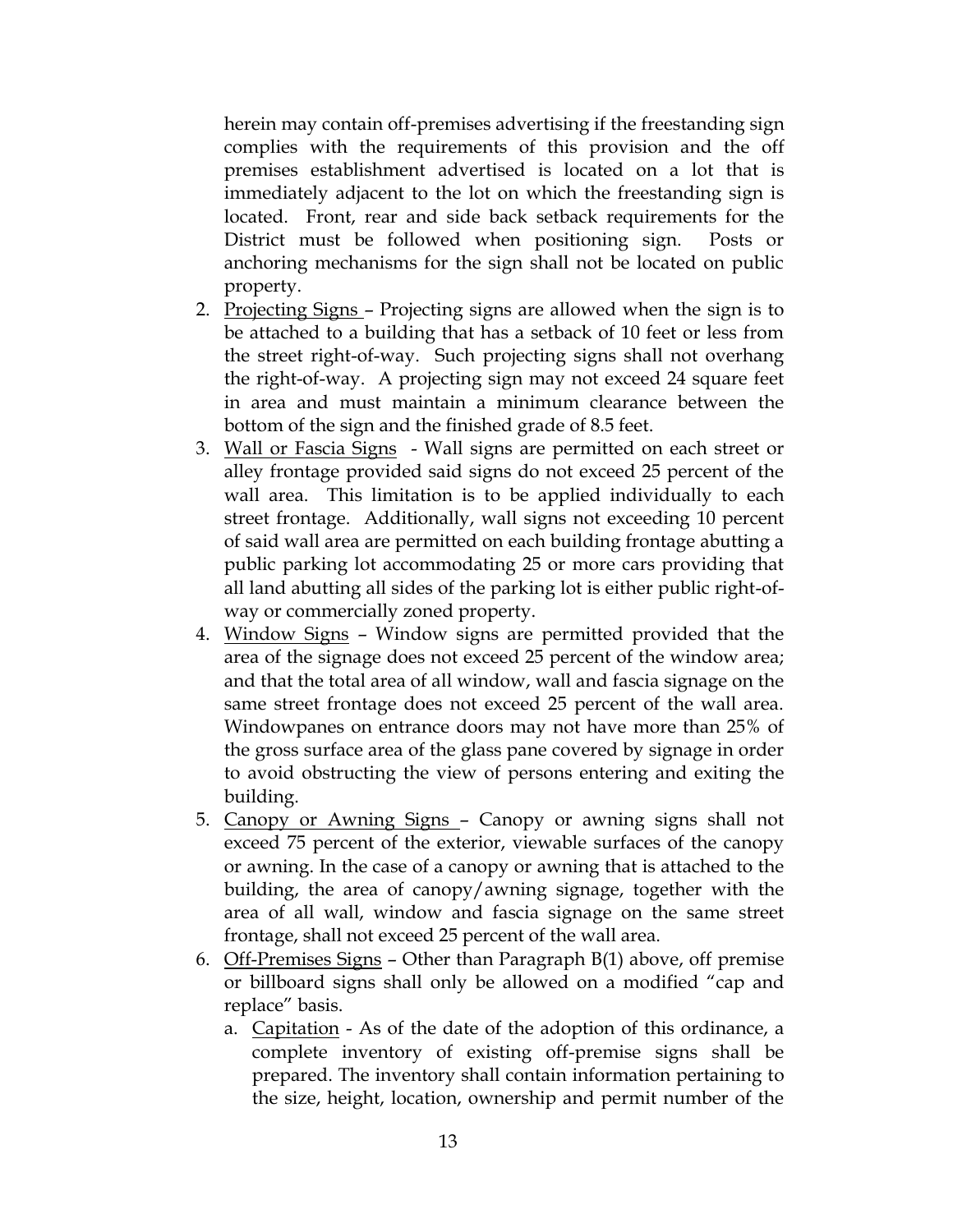herein may contain off-premises advertising if the freestanding sign complies with the requirements of this provision and the off premises establishment advertised is located on a lot that is immediately adjacent to the lot on which the freestanding sign is located. Front, rear and side back setback requirements for the District must be followed when positioning sign. Posts or anchoring mechanisms for the sign shall not be located on public property.

2. Projecting Signs – Projecting signs are allowed when the sign is to be attached to a building that has a setback of 10 feet or less from the street right-of-way. Such projecting signs shall not overhang the right-of-way. A projecting sign may not exceed 24 square feet in area and must maintain a minimum clearance between the bottom of the sign and the finished grade of 8.5 feet.
3. Wall or Fascia Signs - Wall signs are permitted on each street or alley frontage provided said signs do not exceed 25 percent of the wall area. This limitation is to be applied individually to each street frontage. Additionally, wall signs not exceeding 10 percent of said wall area are permitted on each building frontage abutting a public parking lot accommodating 25 or more cars providing that all land abutting all sides of the parking lot is either public right-of-way or commercially zoned property.
4. Window Signs – Window signs are permitted provided that the area of the signage does not exceed 25 percent of the window area; and that the total area of all window, wall and fascia signage on the same street frontage does not exceed 25 percent of the wall area. Windowpanes on entrance doors may not have more than 25% of the gross surface area of the glass pane covered by signage in order to avoid obstructing the view of persons entering and exiting the building.
5. Canopy or Awning Signs – Canopy or awning signs shall not exceed 75 percent of the exterior, viewable surfaces of the canopy or awning. In the case of a canopy or awning that is attached to the building, the area of canopy/awning signage, together with the area of all wall, window and fascia signage on the same street frontage, shall not exceed 25 percent of the wall area.
6. Off-Premises Signs – Other than Paragraph B(1) above, off premise or billboard signs shall only be allowed on a modified "cap and replace" basis.
   a. Capitation - As of the date of the adoption of this ordinance, a complete inventory of existing off-premise signs shall be prepared. The inventory shall contain information pertaining to the size, height, location, ownership and permit number of the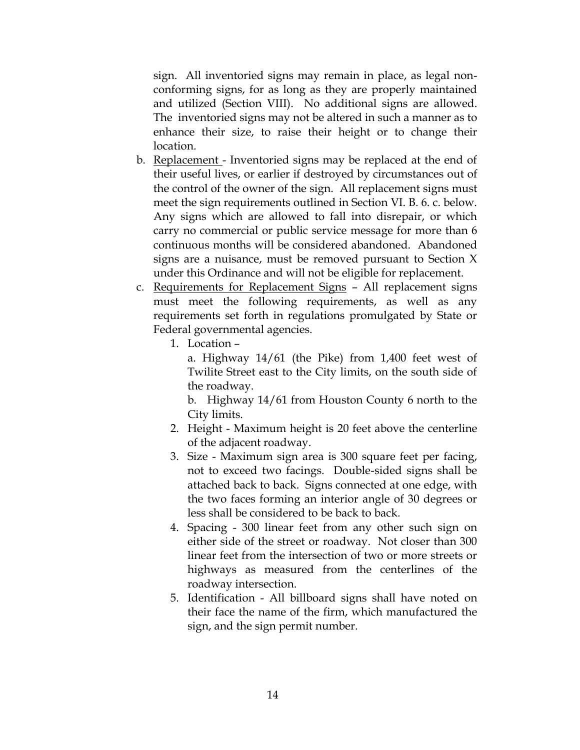sign. All inventoried signs may remain in place, as legal non-conforming signs, for as long as they are properly maintained and utilized (Section VIII). No additional signs are allowed. The inventoried signs may not be altered in such a manner as to enhance their size, to raise their height or to change their location.

b. Replacement - Inventoried signs may be replaced at the end of their useful lives, or earlier if destroyed by circumstances out of the control of the owner of the sign. All replacement signs must meet the sign requirements outlined in Section VI. B. 6. c. below. Any signs which are allowed to fall into disrepair, or which carry no commercial or public service message for more than 6 continuous months will be considered abandoned. Abandoned signs are a nuisance, must be removed pursuant to Section X under this Ordinance and will not be eligible for replacement.

c. Requirements for Replacement Signs – All replacement signs must meet the following requirements, as well as any requirements set forth in regulations promulgated by State or Federal governmental agencies.

1. Location –

   a. Highway 14/61 (the Pike) from 1,400 feet west of Twilite Street east to the City limits, on the south side of the roadway.

   b. Highway 14/61 from Houston County 6 north to the City limits.

2. Height - Maximum height is 20 feet above the centerline of the adjacent roadway.

3. Size - Maximum sign area is 300 square feet per facing, not to exceed two facings. Double-sided signs shall be attached back to back. Signs connected at one edge, with the two faces forming an interior angle of 30 degrees or less shall be considered to be back to back.

4. Spacing - 300 linear feet from any other such sign on either side of the street or roadway. Not closer than 300 linear feet from the intersection of two or more streets or highways as measured from the centerlines of the roadway intersection.

5. Identification - All billboard signs shall have noted on their face the name of the firm, which manufactured the sign, and the sign permit number.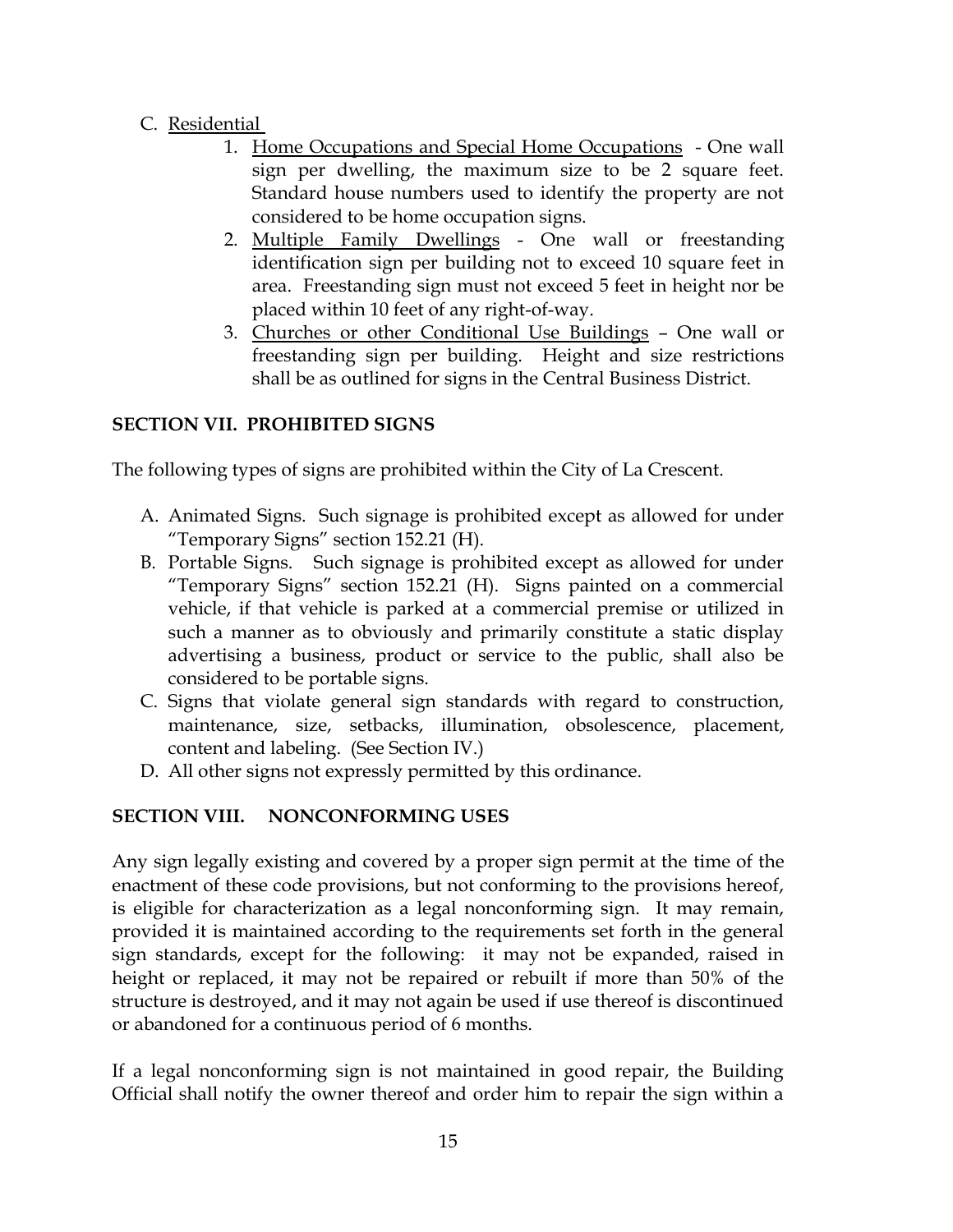C. Residential

1. Home Occupations and Special Home Occupations - One wall sign per dwelling, the maximum size to be 2 square feet. Standard house numbers used to identify the property are not considered to be home occupation signs.
2. Multiple Family Dwellings - One wall or freestanding identification sign per building not to exceed 10 square feet in area. Freestanding sign must not exceed 5 feet in height nor be placed within 10 feet of any right-of-way.
3. Churches or other Conditional Use Buildings – One wall or freestanding sign per building. Height and size restrictions shall be as outlined for signs in the Central Business District.

**SECTION VII. PROHIBITED SIGNS**

The following types of signs are prohibited within the City of La Crescent.

A. Animated Signs. Such signage is prohibited except as allowed for under "Temporary Signs" section 152.21 (H).
B. Portable Signs. Such signage is prohibited except as allowed for under "Temporary Signs" section 152.21 (H). Signs painted on a commercial vehicle, if that vehicle is parked at a commercial premise or utilized in such a manner as to obviously and primarily constitute a static display advertising a business, product or service to the public, shall also be considered to be portable signs.
C. Signs that violate general sign standards with regard to construction, maintenance, size, setbacks, illumination, obsolescence, placement, content and labeling. (See Section IV.)
D. All other signs not expressly permitted by this ordinance.

**SECTION VIII. NONCONFORMING USES**

Any sign legally existing and covered by a proper sign permit at the time of the enactment of these code provisions, but not conforming to the provisions hereof, is eligible for characterization as a legal nonconforming sign. It may remain, provided it is maintained according to the requirements set forth in the general sign standards, except for the following: it may not be expanded, raised in height or replaced, it may not be repaired or rebuilt if more than 50% of the structure is destroyed, and it may not again be used if use thereof is discontinued or abandoned for a continuous period of 6 months.

If a legal nonconforming sign is not maintained in good repair, the Building Official shall notify the owner thereof and order him to repair the sign within a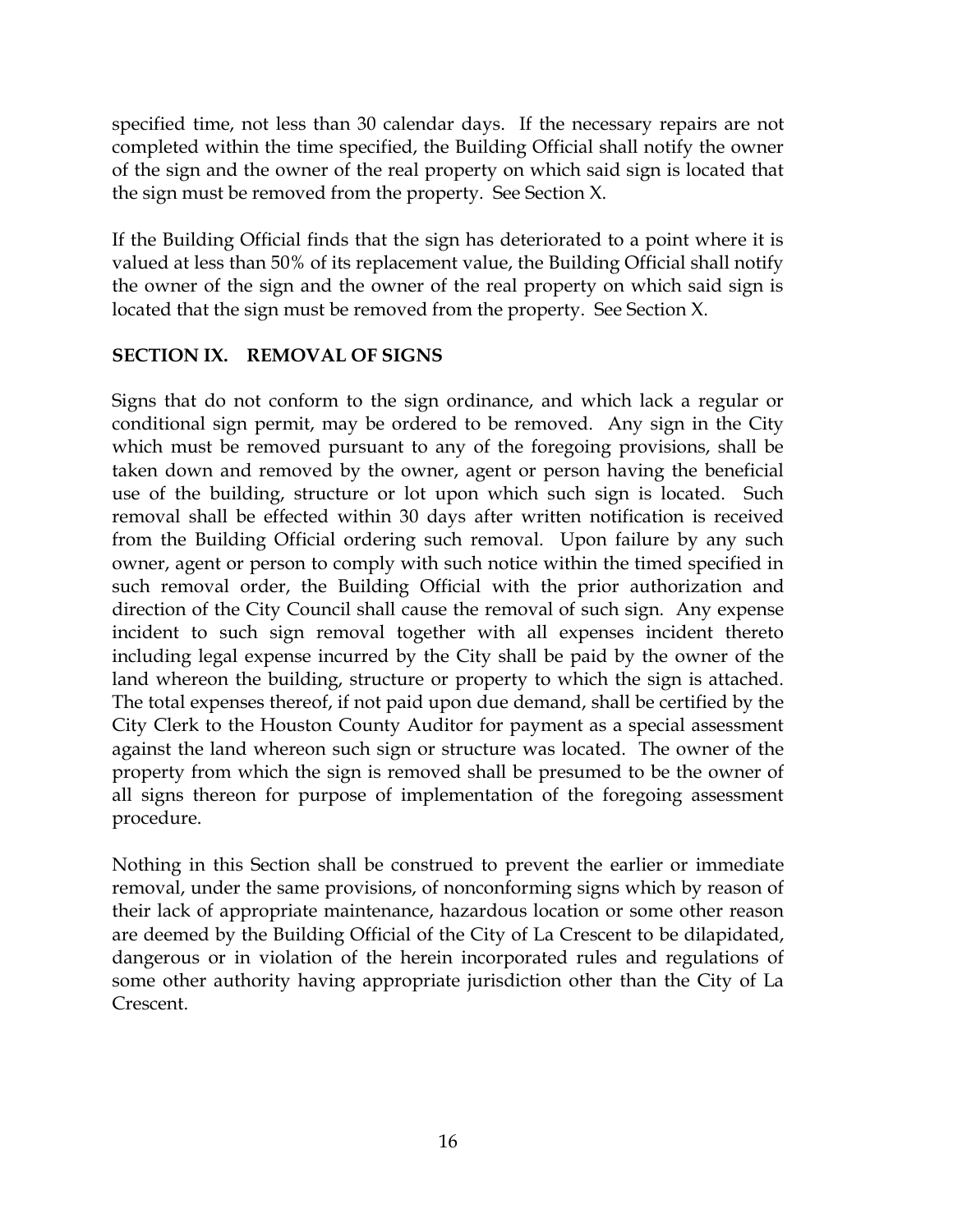specified time, not less than 30 calendar days. If the necessary repairs are not completed within the time specified, the Building Official shall notify the owner of the sign and the owner of the real property on which said sign is located that the sign must be removed from the property. See Section X.

If the Building Official finds that the sign has deteriorated to a point where it is valued at less than 50% of its replacement value, the Building Official shall notify the owner of the sign and the owner of the real property on which said sign is located that the sign must be removed from the property. See Section X.

## SECTION IX. REMOVAL OF SIGNS

Signs that do not conform to the sign ordinance, and which lack a regular or conditional sign permit, may be ordered to be removed. Any sign in the City which must be removed pursuant to any of the foregoing provisions, shall be taken down and removed by the owner, agent or person having the beneficial use of the building, structure or lot upon which such sign is located. Such removal shall be effected within 30 days after written notification is received from the Building Official ordering such removal. Upon failure by any such owner, agent or person to comply with such notice within the timed specified in such removal order, the Building Official with the prior authorization and direction of the City Council shall cause the removal of such sign. Any expense incident to such sign removal together with all expenses incident thereto including legal expense incurred by the City shall be paid by the owner of the land whereon the building, structure or property to which the sign is attached. The total expenses thereof, if not paid upon due demand, shall be certified by the City Clerk to the Houston County Auditor for payment as a special assessment against the land whereon such sign or structure was located. The owner of the property from which the sign is removed shall be presumed to be the owner of all signs thereon for purpose of implementation of the foregoing assessment procedure.

Nothing in this Section shall be construed to prevent the earlier or immediate removal, under the same provisions, of nonconforming signs which by reason of their lack of appropriate maintenance, hazardous location or some other reason are deemed by the Building Official of the City of La Crescent to be dilapidated, dangerous or in violation of the herein incorporated rules and regulations of some other authority having appropriate jurisdiction other than the City of La Crescent.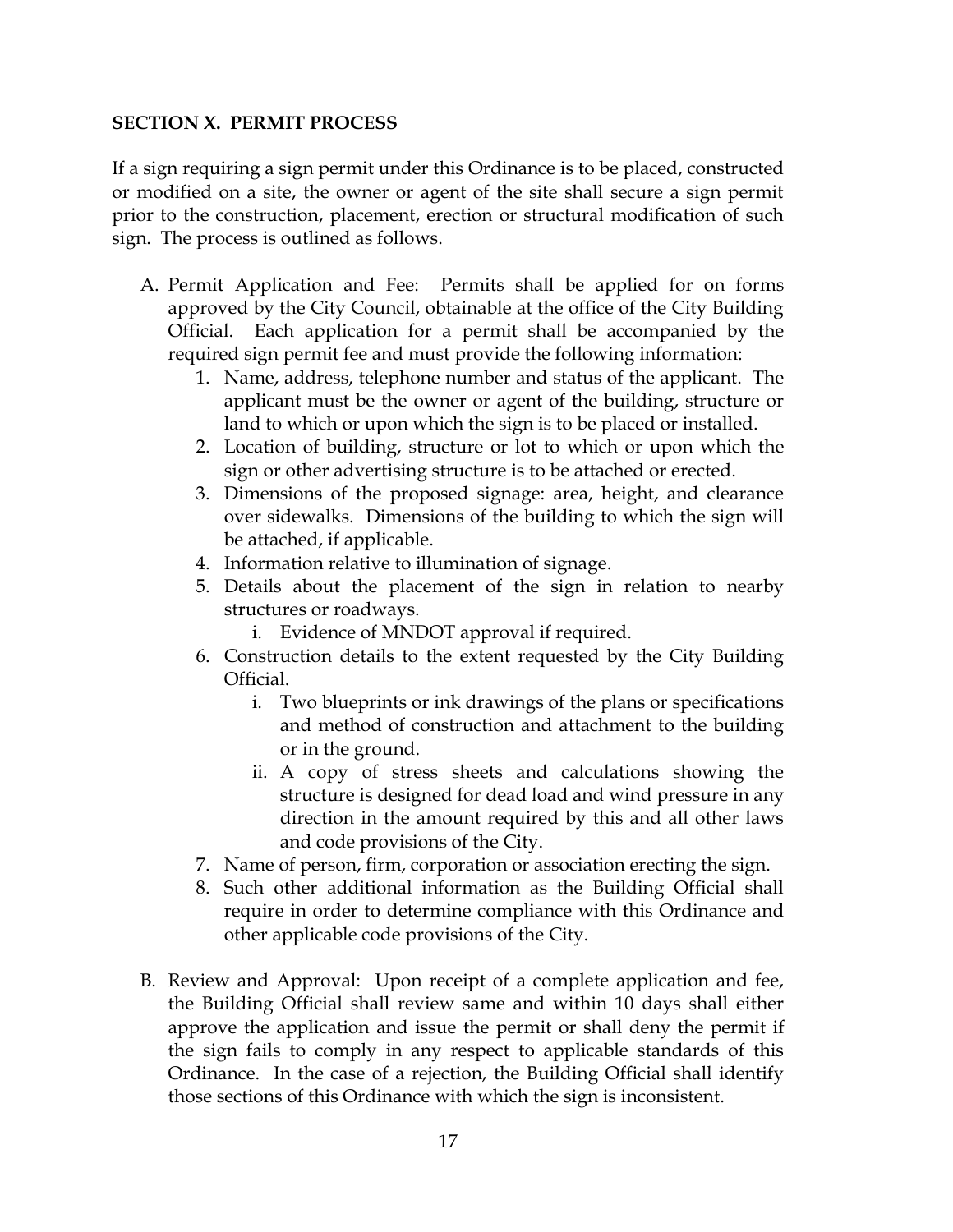## SECTION X. PERMIT PROCESS

If a sign requiring a sign permit under this Ordinance is to be placed, constructed or modified on a site, the owner or agent of the site shall secure a sign permit prior to the construction, placement, erection or structural modification of such sign. The process is outlined as follows.

A. Permit Application and Fee: Permits shall be applied for on forms approved by the City Council, obtainable at the office of the City Building Official. Each application for a permit shall be accompanied by the required sign permit fee and must provide the following information:
   1. Name, address, telephone number and status of the applicant. The applicant must be the owner or agent of the building, structure or land to which or upon which the sign is to be placed or installed.
   2. Location of building, structure or lot to which or upon which the sign or other advertising structure is to be attached or erected.
   3. Dimensions of the proposed signage: area, height, and clearance over sidewalks. Dimensions of the building to which the sign will be attached, if applicable.
   4. Information relative to illumination of signage.
   5. Details about the placement of the sign in relation to nearby structures or roadways.
      i. Evidence of MNDOT approval if required.
   6. Construction details to the extent requested by the City Building Official.
      i. Two blueprints or ink drawings of the plans or specifications and method of construction and attachment to the building or in the ground.
      ii. A copy of stress sheets and calculations showing the structure is designed for dead load and wind pressure in any direction in the amount required by this and all other laws and code provisions of the City.
   7. Name of person, firm, corporation or association erecting the sign.
   8. Such other additional information as the Building Official shall require in order to determine compliance with this Ordinance and other applicable code provisions of the City.

B. Review and Approval: Upon receipt of a complete application and fee, the Building Official shall review same and within 10 days shall either approve the application and issue the permit or shall deny the permit if the sign fails to comply in any respect to applicable standards of this Ordinance. In the case of a rejection, the Building Official shall identify those sections of this Ordinance with which the sign is inconsistent.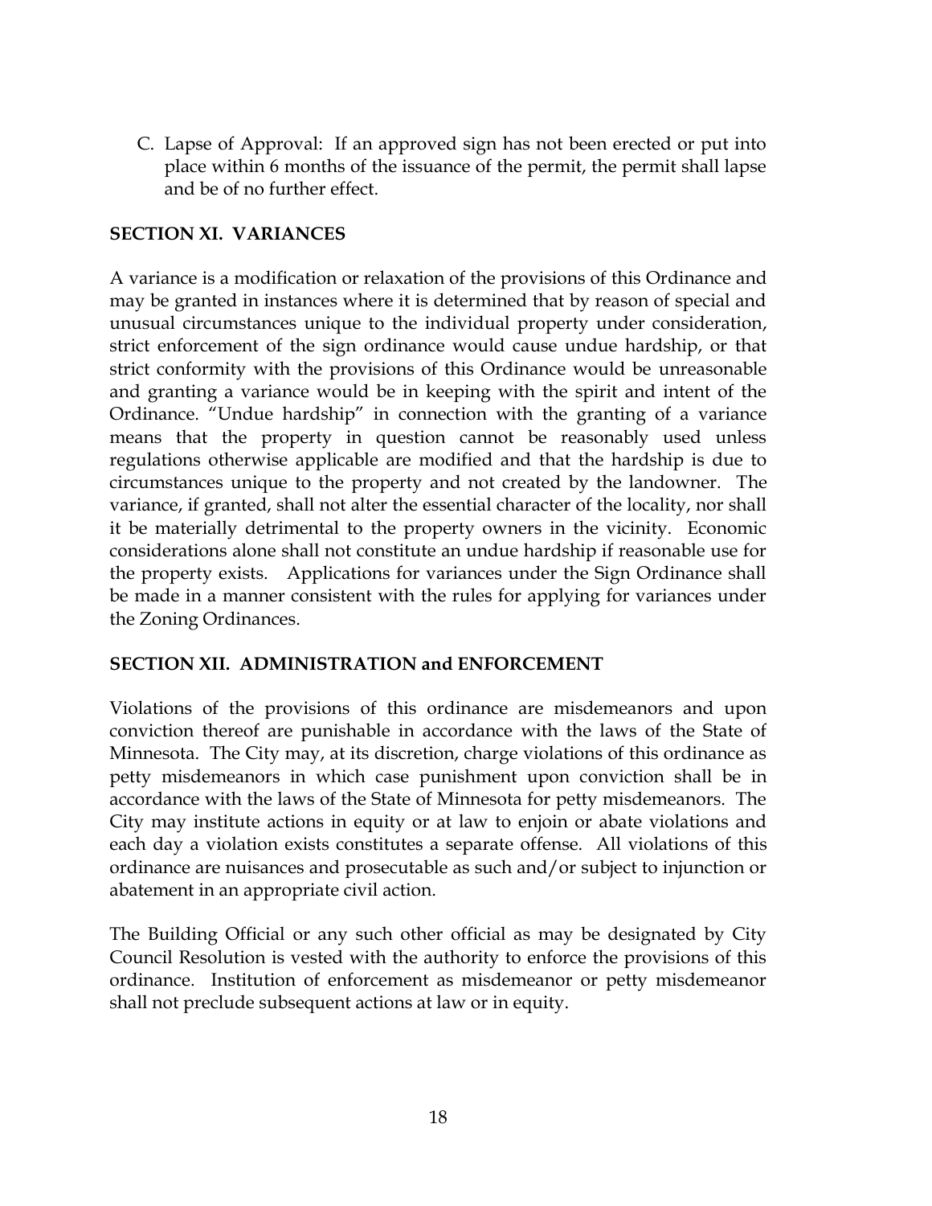C. Lapse of Approval: If an approved sign has not been erected or put into place within 6 months of the issuance of the permit, the permit shall lapse and be of no further effect.

**SECTION XI. VARIANCES**

A variance is a modification or relaxation of the provisions of this Ordinance and may be granted in instances where it is determined that by reason of special and unusual circumstances unique to the individual property under consideration, strict enforcement of the sign ordinance would cause undue hardship, or that strict conformity with the provisions of this Ordinance would be unreasonable and granting a variance would be in keeping with the spirit and intent of the Ordinance. "Undue hardship" in connection with the granting of a variance means that the property in question cannot be reasonably used unless regulations otherwise applicable are modified and that the hardship is due to circumstances unique to the property and not created by the landowner. The variance, if granted, shall not alter the essential character of the locality, nor shall it be materially detrimental to the property owners in the vicinity. Economic considerations alone shall not constitute an undue hardship if reasonable use for the property exists. Applications for variances under the Sign Ordinance shall be made in a manner consistent with the rules for applying for variances under the Zoning Ordinances.

**SECTION XII. ADMINISTRATION and ENFORCEMENT**

Violations of the provisions of this ordinance are misdemeanors and upon conviction thereof are punishable in accordance with the laws of the State of Minnesota. The City may, at its discretion, charge violations of this ordinance as petty misdemeanors in which case punishment upon conviction shall be in accordance with the laws of the State of Minnesota for petty misdemeanors. The City may institute actions in equity or at law to enjoin or abate violations and each day a violation exists constitutes a separate offense. All violations of this ordinance are nuisances and prosecutable as such and/or subject to injunction or abatement in an appropriate civil action.

The Building Official or any such other official as may be designated by City Council Resolution is vested with the authority to enforce the provisions of this ordinance. Institution of enforcement as misdemeanor or petty misdemeanor shall not preclude subsequent actions at law or in equity.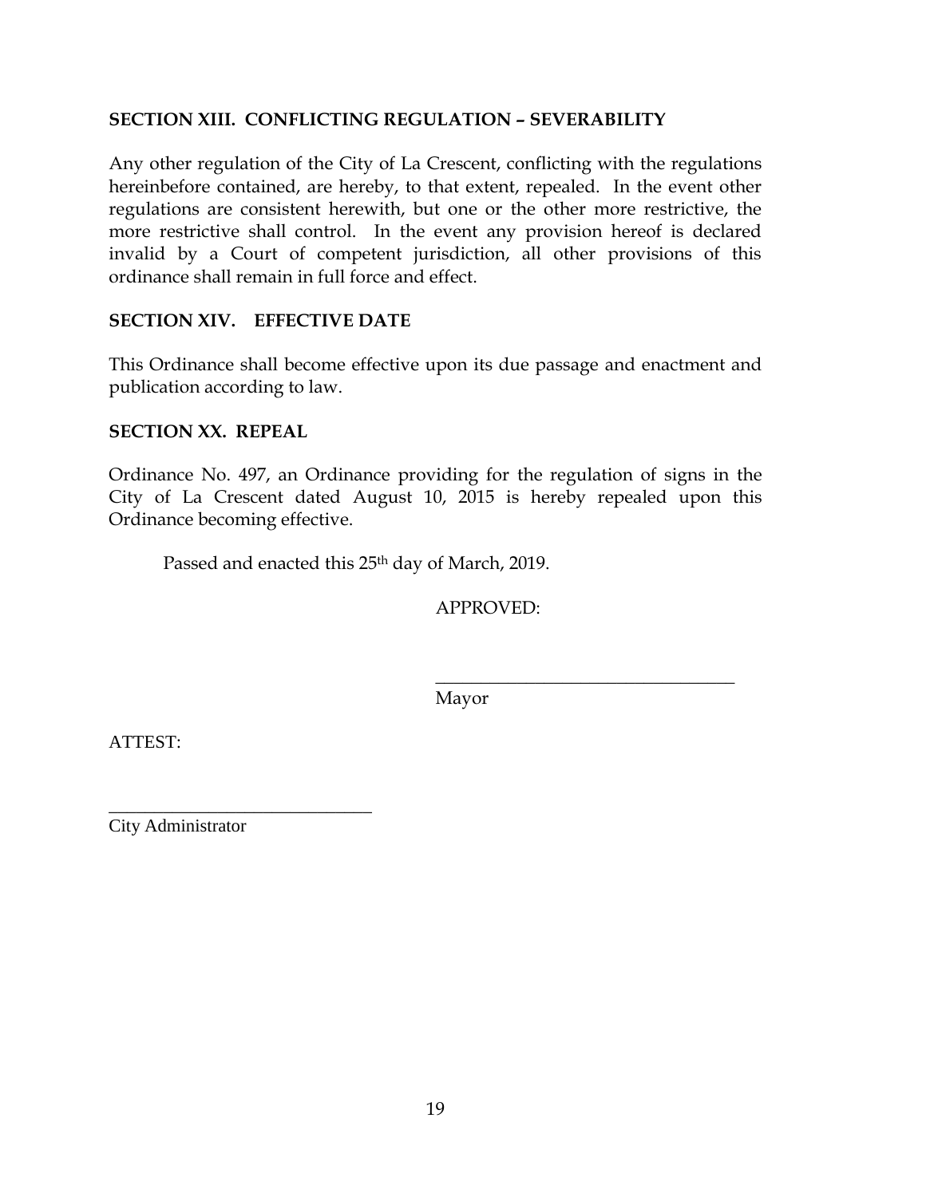**SECTION XIII. CONFLICTING REGULATION – SEVERABILITY**

Any other regulation of the City of La Crescent, conflicting with the regulations hereinbefore contained, are hereby, to that extent, repealed. In the event other regulations are consistent herewith, but one or the other more restrictive, the more restrictive shall control. In the event any provision hereof is declared invalid by a Court of competent jurisdiction, all other provisions of this ordinance shall remain in full force and effect.

**SECTION XIV. EFFECTIVE DATE**

This Ordinance shall become effective upon its due passage and enactment and publication according to law.

**SECTION XX. REPEAL**

Ordinance No. 497, an Ordinance providing for the regulation of signs in the City of La Crescent dated August 10, 2015 is hereby repealed upon this Ordinance becoming effective.

Passed and enacted this 25th day of March, 2019.

APPROVED:

_________________________________
Mayor

ATTEST:

_____________________________
City Administrator